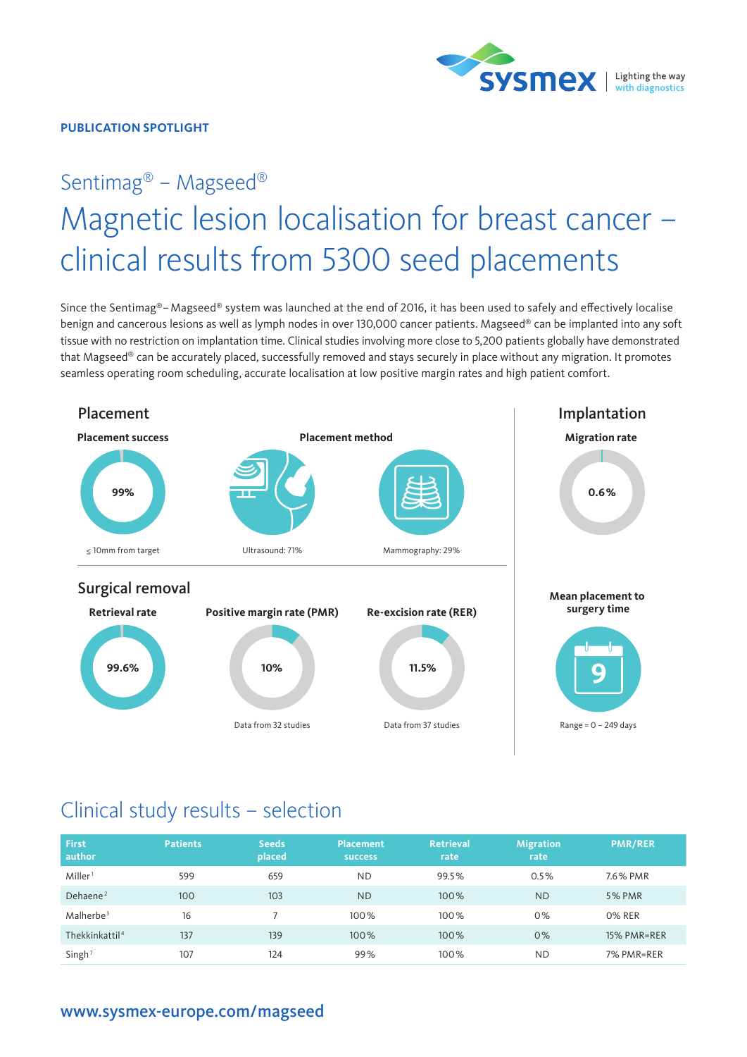**PUBLICATION SPOTLIGHT**

## Sentimag® – Magseed®

# Magnetic lesion localisation for breast cancer – clinical results from 5300 seed placements

Since the Sentimag® – Magseed® system was launched at the end of 2016, it has been used to safely and effectively localise benign and cancerous lesions as well as lymph nodes in over 130,000 cancer patients. Magseed® can be implanted into any soft tissue with no restriction on implantation time. Clinical studies involving more close to 5,200 patients globally have demonstrated that Magseed® can be accurately placed, successfully removed and stays securely in place without any migration. It promotes seamless operating room scheduling, accurate localisation at low positive margin rates and high patient comfort.

### Placement

**Placement success**

99%

≤ 10mm from target

**Placement method**

Ultrasound: 71%

Mammography: 29%

### Surgical removal

**Retrieval rate**

99.6%

**Positive margin rate (PMR)**

10%

Data from 32 studies

**Re-excision rate (RER)**

11.5%

Data from 37 studies

### Implantation

**Migration rate**

0.6%

**Mean placement to surgery time**

9

Range = 0 – 249 days

## Clinical study results – selection

| First author | Patients | Seeds placed | Placement success | Retrieval rate | Migration rate | PMR/RER |
|---|---|---|---|---|---|---|
| Miller[1] | 599 | 659 | ND | 99.5% | 0.5% | 7.6% PMR |
| Dehaene[2] | 100 | 103 | ND | 100% | ND | 5% PMR |
| Malherbe[3] | 16 | 7 | 100% | 100% | 0% | 0% RER |
| Thekkinkattil[4] | 137 | 139 | 100% | 100% | 0% | 15% PMR=RER |
| Singh[7] | 107 | 124 | 99% | 100% | ND | 7% PMR=RER |

**www.sysmex-europe.com/magseed**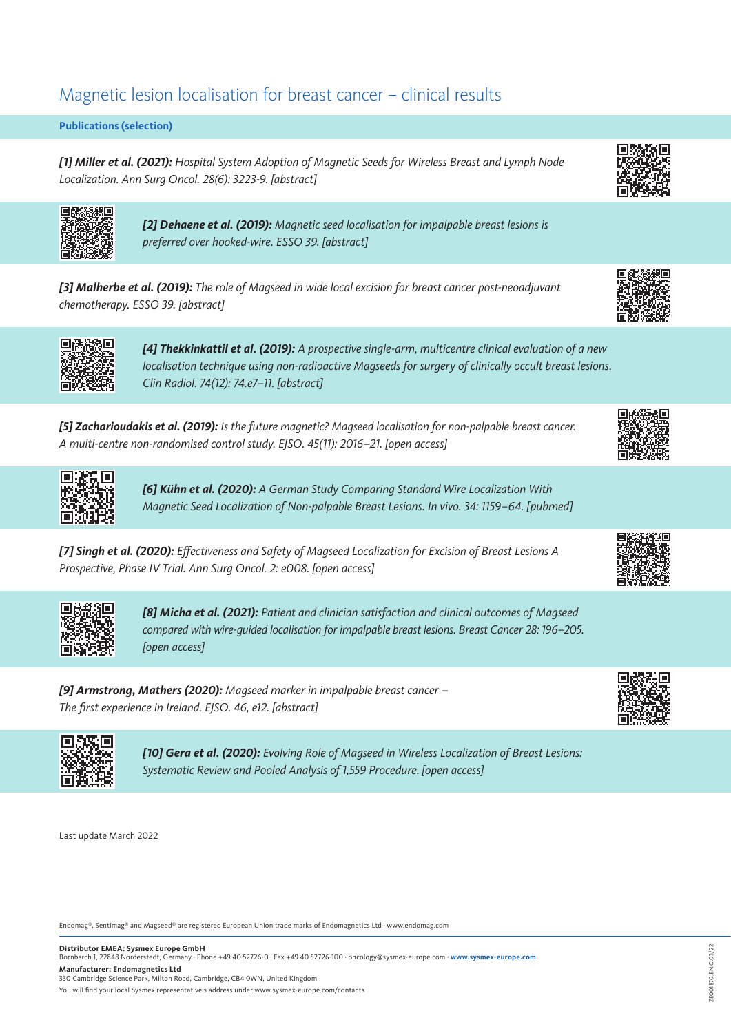# Magnetic lesion localisation for breast cancer – clinical results

**Publications (selection)**

***[1] Miller et al. (2021):*** *Hospital System Adoption of Magnetic Seeds for Wireless Breast and Lymph Node Localization. Ann Surg Oncol. 28(6): 3223-9. [abstract]*

***[2] Dehaene et al. (2019):*** *Magnetic seed localisation for impalpable breast lesions is preferred over hooked-wire. ESSO 39. [abstract]*

***[3] Malherbe et al. (2019):*** *The role of Magseed in wide local excision for breast cancer post-neoadjuvant chemotherapy. ESSO 39. [abstract]*

***[4] Thekkinkattil et al. (2019):*** *A prospective single-arm, multicentre clinical evaluation of a new localisation technique using non-radioactive Magseeds for surgery of clinically occult breast lesions. Clin Radiol. 74(12): 74.e7–11. [abstract]*

***[5] Zacharioudakis et al. (2019):*** *Is the future magnetic? Magseed localisation for non-palpable breast cancer. A multi-centre non-randomised control study. EJSO. 45(11): 2016–21. [open access]*

***[6] Kühn et al. (2020):*** *A German Study Comparing Standard Wire Localization With Magnetic Seed Localization of Non-palpable Breast Lesions. In vivo. 34: 1159–64. [pubmed]*

***[7] Singh et al. (2020):*** *Effectiveness and Safety of Magseed Localization for Excision of Breast Lesions A Prospective, Phase IV Trial. Ann Surg Oncol. 2: e008. [open access]*

***[8] Micha et al. (2021):*** *Patient and clinician satisfaction and clinical outcomes of Magseed compared with wire-guided localisation for impalpable breast lesions. Breast Cancer 28: 196–205. [open access]*

***[9] Armstrong, Mathers (2020):*** *Magseed marker in impalpable breast cancer – The first experience in Ireland. EJSO. 46, e12. [abstract]*

***[10] Gera et al. (2020):*** *Evolving Role of Magseed in Wireless Localization of Breast Lesions: Systematic Review and Pooled Analysis of 1,559 Procedure. [open access]*

Last update March 2022

Endomag®, Sentimag® and Magseed® are registered European Union trade marks of Endomagnetics Ltd · www.endomag.com

**Distributor EMEA: Sysmex Europe GmbH**
Bornbarch 1, 22848 Norderstedt, Germany · Phone +49 40 52726-0 · Fax +49 40 52726-100 · oncology@sysmex-europe.com · **www.sysmex-europe.com**

**Manufacturer: Endomagnetics Ltd**
330 Cambridge Science Park, Milton Road, Cambridge, CB4 0WN, United Kingdom

You will find your local Sysmex representative's address under www.sysmex-europe.com/contacts

ZE001870.EN.C.03/22